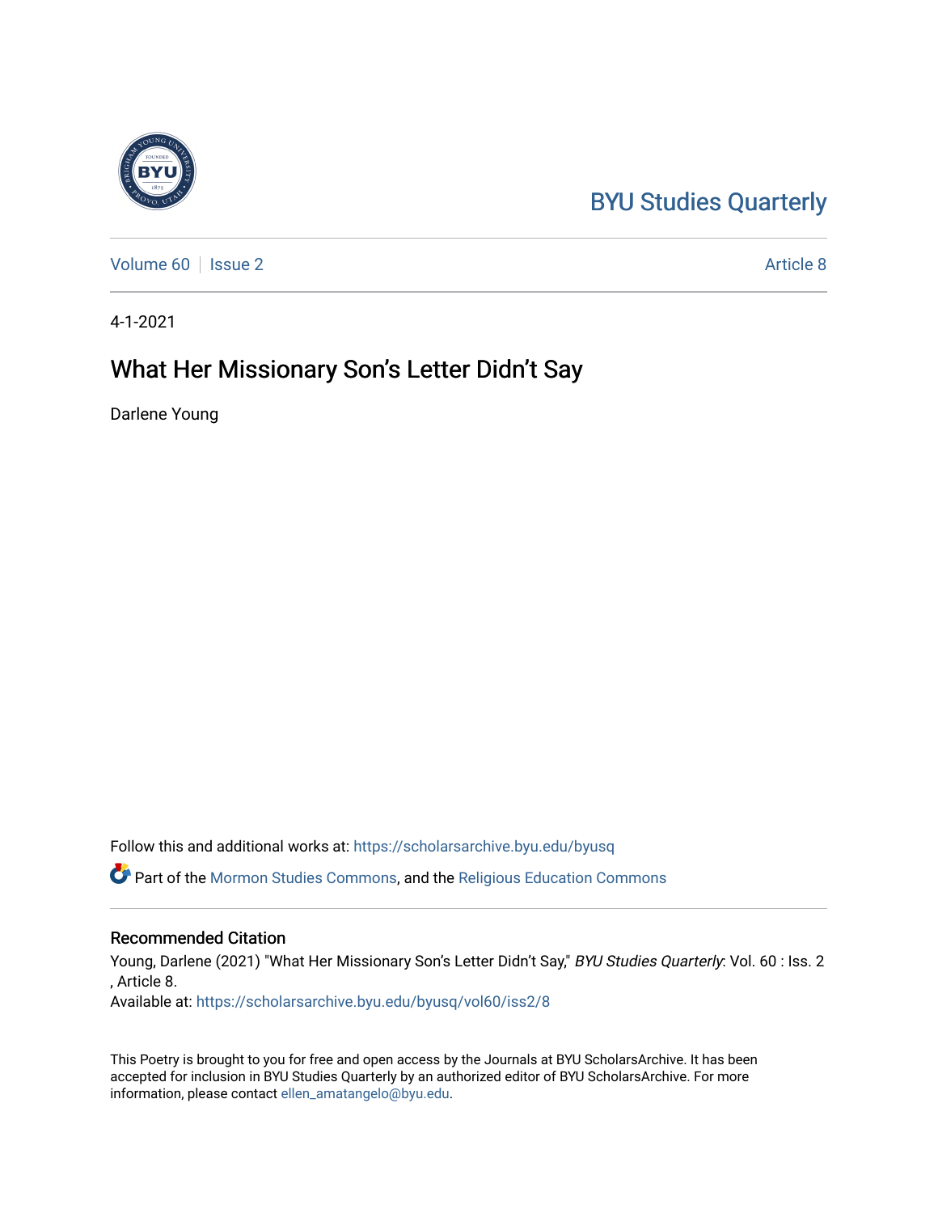BYU Studies Quarterly

Volume 60 | Issue 2 | Article 8

4-1-2021

# What Her Missionary Son's Letter Didn't Say

Darlene Young

Follow this and additional works at: https://scholarsarchive.byu.edu/byusq

Part of the Mormon Studies Commons, and the Religious Education Commons

## Recommended Citation

Young, Darlene (2021) "What Her Missionary Son's Letter Didn't Say," *BYU Studies Quarterly*: Vol. 60 : Iss. 2 , Article 8.
Available at: https://scholarsarchive.byu.edu/byusq/vol60/iss2/8

This Poetry is brought to you for free and open access by the Journals at BYU ScholarsArchive. It has been accepted for inclusion in BYU Studies Quarterly by an authorized editor of BYU ScholarsArchive. For more information, please contact ellen_amatangelo@byu.edu.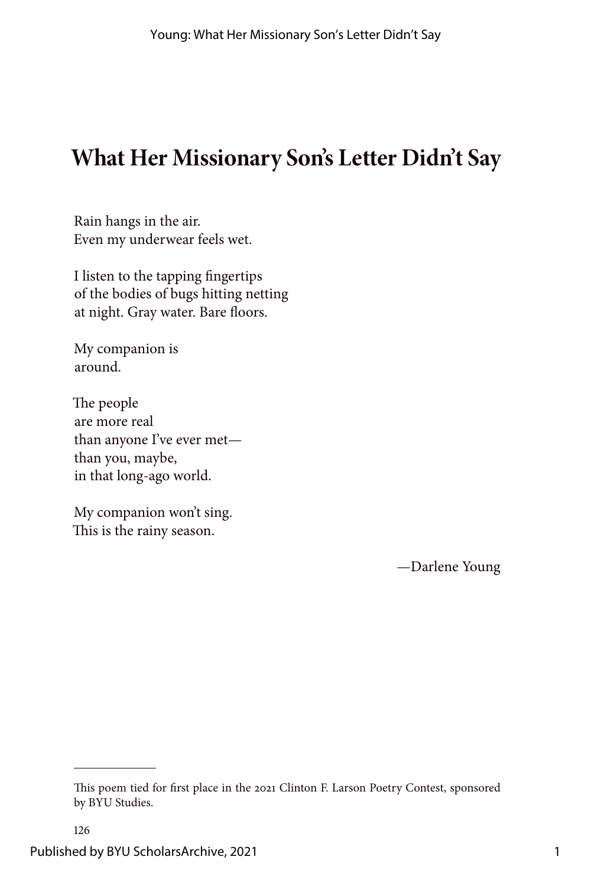# What Her Missionary Son's Letter Didn't Say

Rain hangs in the air.  
Even my underwear feels wet.

I listen to the tapping fingertips  
of the bodies of bugs hitting netting  
at night. Gray water. Bare floors.

My companion is  
around.

The people  
are more real  
than anyone I've ever met—  
than you, maybe,  
in that long-ago world.

My companion won't sing.  
This is the rainy season.

—Darlene Young

---

This poem tied for first place in the 2021 Clinton F. Larson Poetry Contest, sponsored by BYU Studies.